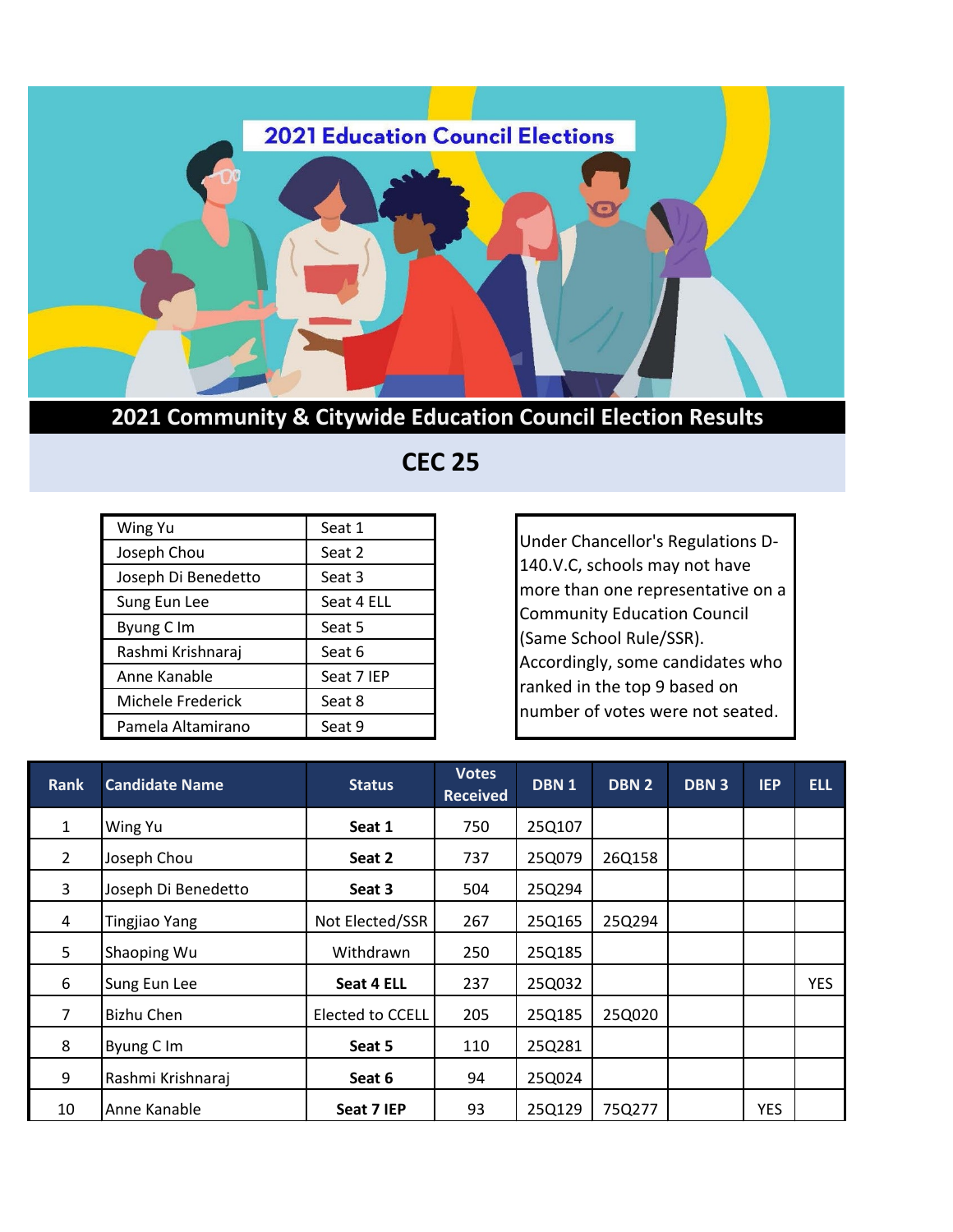# 2021 Education Council Elections

## 2021 Community & Citywide Education Council Election Results

## CEC 25

| | |
|---|---|
| Wing Yu | Seat 1 |
| Joseph Chou | Seat 2 |
| Joseph Di Benedetto | Seat 3 |
| Sung Eun Lee | Seat 4 ELL |
| Byung C Im | Seat 5 |
| Rashmi Krishnaraj | Seat 6 |
| Anne Kanable | Seat 7 IEP |
| Michele Frederick | Seat 8 |
| Pamela Altamirano | Seat 9 |

Under Chancellor's Regulations D-140.V.C, schools may not have more than one representative on a Community Education Council (Same School Rule/SSR). Accordingly, some candidates who ranked in the top 9 based on number of votes were not seated.

| Rank | Candidate Name | Status | Votes Received | DBN 1 | DBN 2 | DBN 3 | IEP | ELL |
|---|---|---|---|---|---|---|---|---|
| 1 | Wing Yu | **Seat 1** | 750 | 25Q107 | | | | |
| 2 | Joseph Chou | **Seat 2** | 737 | 25Q079 | 26Q158 | | | |
| 3 | Joseph Di Benedetto | **Seat 3** | 504 | 25Q294 | | | | |
| 4 | Tingjiao Yang | Not Elected/SSR | 267 | 25Q165 | 25Q294 | | | |
| 5 | Shaoping Wu | Withdrawn | 250 | 25Q185 | | | | |
| 6 | Sung Eun Lee | **Seat 4 ELL** | 237 | 25Q032 | | | | YES |
| 7 | Bizhu Chen | Elected to CCELL | 205 | 25Q185 | 25Q020 | | | |
| 8 | Byung C Im | **Seat 5** | 110 | 25Q281 | | | | |
| 9 | Rashmi Krishnaraj | **Seat 6** | 94 | 25Q024 | | | | |
| 10 | Anne Kanable | **Seat 7 IEP** | 93 | 25Q129 | 75Q277 | | YES | |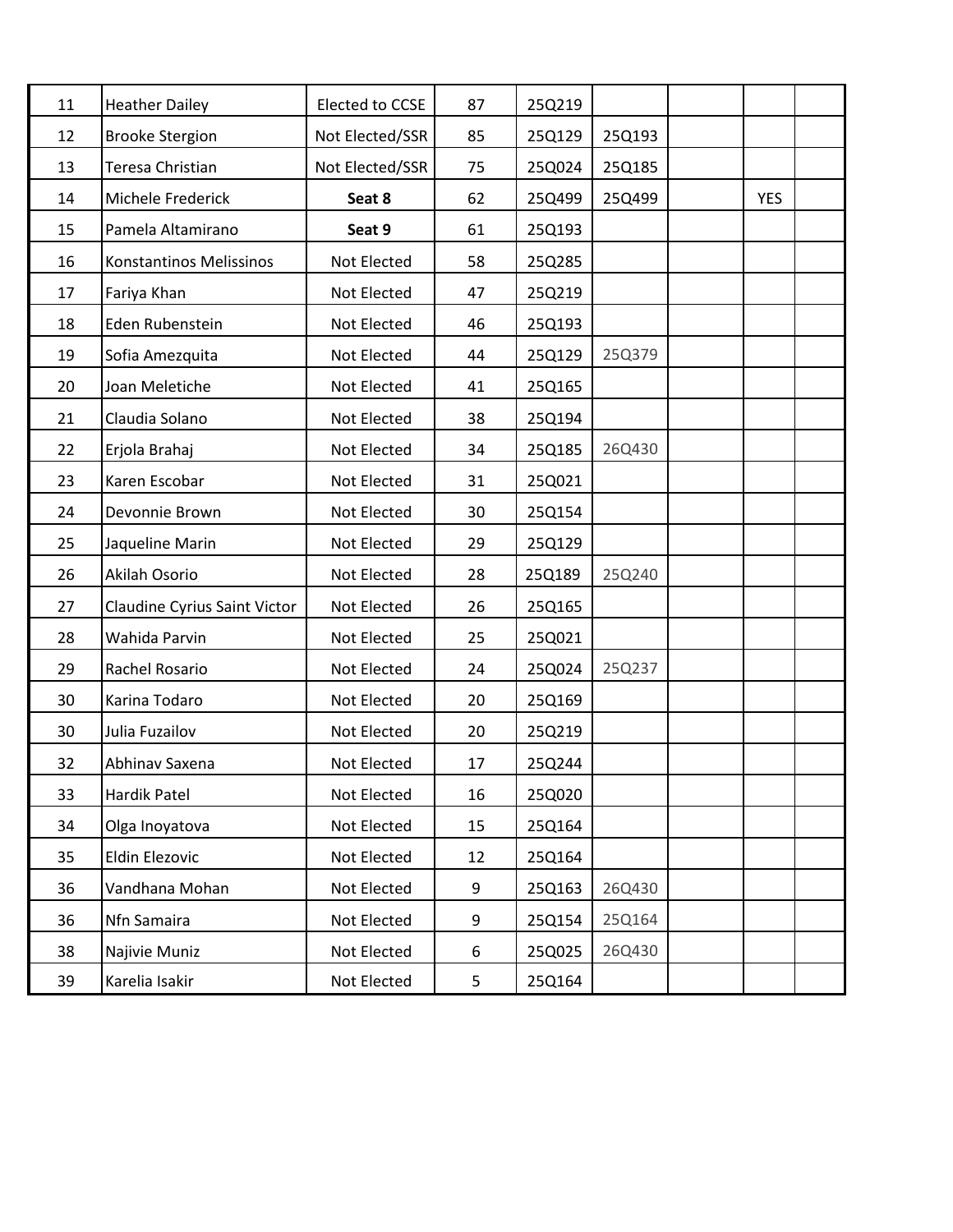| | | | | | | | | |
|---|---|---|---|---|---|---|---|---|
| 11 | Heather Dailey | Elected to CCSE | 87 | 25Q219 | | | | |
| 12 | Brooke Stergion | Not Elected/SSR | 85 | 25Q129 | 25Q193 | | | |
| 13 | Teresa Christian | Not Elected/SSR | 75 | 25Q024 | 25Q185 | | | |
| 14 | Michele Frederick | **Seat 8** | 62 | 25Q499 | 25Q499 | | YES | |
| 15 | Pamela Altamirano | **Seat 9** | 61 | 25Q193 | | | | |
| 16 | Konstantinos Melissinos | Not Elected | 58 | 25Q285 | | | | |
| 17 | Fariya Khan | Not Elected | 47 | 25Q219 | | | | |
| 18 | Eden Rubenstein | Not Elected | 46 | 25Q193 | | | | |
| 19 | Sofia Amezquita | Not Elected | 44 | 25Q129 | 25Q379 | | | |
| 20 | Joan Meletiche | Not Elected | 41 | 25Q165 | | | | |
| 21 | Claudia Solano | Not Elected | 38 | 25Q194 | | | | |
| 22 | Erjola Brahaj | Not Elected | 34 | 25Q185 | 26Q430 | | | |
| 23 | Karen Escobar | Not Elected | 31 | 25Q021 | | | | |
| 24 | Devonnie Brown | Not Elected | 30 | 25Q154 | | | | |
| 25 | Jaqueline Marin | Not Elected | 29 | 25Q129 | | | | |
| 26 | Akilah Osorio | Not Elected | 28 | 25Q189 | 25Q240 | | | |
| 27 | Claudine Cyrius Saint Victor | Not Elected | 26 | 25Q165 | | | | |
| 28 | Wahida Parvin | Not Elected | 25 | 25Q021 | | | | |
| 29 | Rachel Rosario | Not Elected | 24 | 25Q024 | 25Q237 | | | |
| 30 | Karina Todaro | Not Elected | 20 | 25Q169 | | | | |
| 30 | Julia Fuzailov | Not Elected | 20 | 25Q219 | | | | |
| 32 | Abhinav Saxena | Not Elected | 17 | 25Q244 | | | | |
| 33 | Hardik Patel | Not Elected | 16 | 25Q020 | | | | |
| 34 | Olga Inoyatova | Not Elected | 15 | 25Q164 | | | | |
| 35 | Eldin Elezovic | Not Elected | 12 | 25Q164 | | | | |
| 36 | Vandhana Mohan | Not Elected | 9 | 25Q163 | 26Q430 | | | |
| 36 | Nfn Samaira | Not Elected | 9 | 25Q154 | 25Q164 | | | |
| 38 | Najivie Muniz | Not Elected | 6 | 25Q025 | 26Q430 | | | |
| 39 | Karelia Isakir | Not Elected | 5 | 25Q164 | | | | |